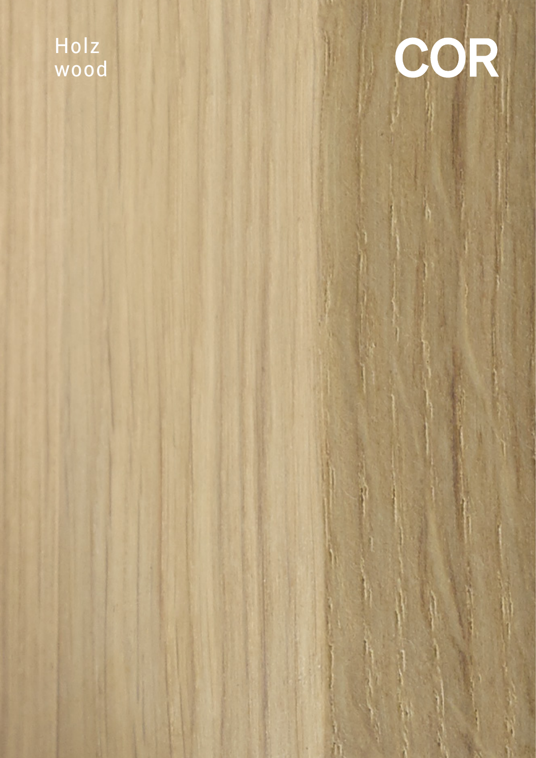Holz
wood

COR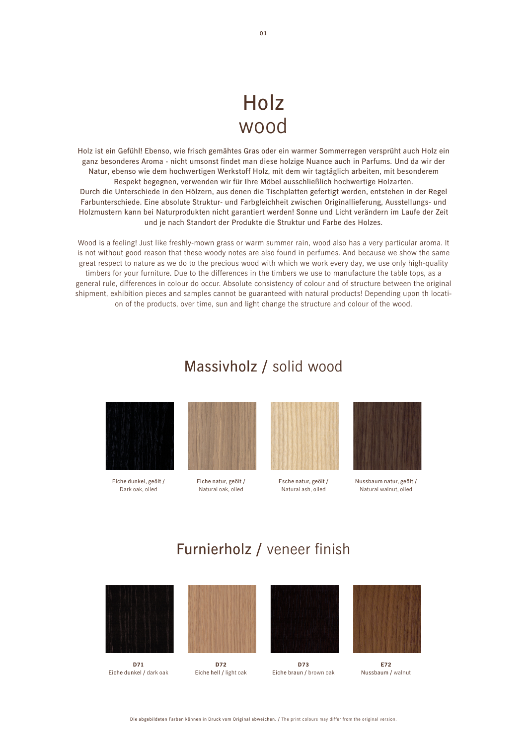# Holz
# wood

Holz ist ein Gefühl! Ebenso, wie frisch gemähtes Gras oder ein warmer Sommerregen versprüht auch Holz ein ganz besonderes Aroma - nicht umsonst findet man diese holzige Nuance auch in Parfums. Und da wir der Natur, ebenso wie dem hochwertigen Werkstoff Holz, mit dem wir tagtäglich arbeiten, mit besonderem Respekt begegnen, verwenden wir für Ihre Möbel ausschließlich hochwertige Holzarten.
Durch die Unterschiede in den Hölzern, aus denen die Tischplatten gefertigt werden, entstehen in der Regel Farbunterschiede. Eine absolute Struktur- und Farbgleichheit zwischen Originallieferung, Ausstellungs- und Holzmustern kann bei Naturprodukten nicht garantiert werden! Sonne und Licht verändern im Laufe der Zeit und je nach Standort der Produkte die Struktur und Farbe des Holzes.

Wood is a feeling! Just like freshly-mown grass or warm summer rain, wood also has a very particular aroma. It is not without good reason that these woody notes are also found in perfumes. And because we show the same great respect to nature as we do to the precious wood with which we work every day, we use only high-quality timbers for your furniture. Due to the differences in the timbers we use to manufacture the table tops, as a general rule, differences in colour do occur. Absolute consistency of colour and of structure between the original shipment, exhibition pieces and samples cannot be guaranteed with natural products! Depending upon th location of the products, over time, sun and light change the structure and colour of the wood.

## Massivholz / solid wood

Eiche dunkel, geölt / Dark oak, oiled

Eiche natur, geölt / Natural oak, oiled

Esche natur, geölt / Natural ash, oiled

Nussbaum natur, geölt / Natural walnut, oiled

## Furnierholz / veneer finish

**D71**
Eiche dunkel / dark oak

**D72**
Eiche hell / light oak

**D73**
Eiche braun / brown oak

**E72**
Nussbaum / walnut

Die abgebildeten Farben können in Druck vom Original abweichen. / The print colours may differ from the original version.